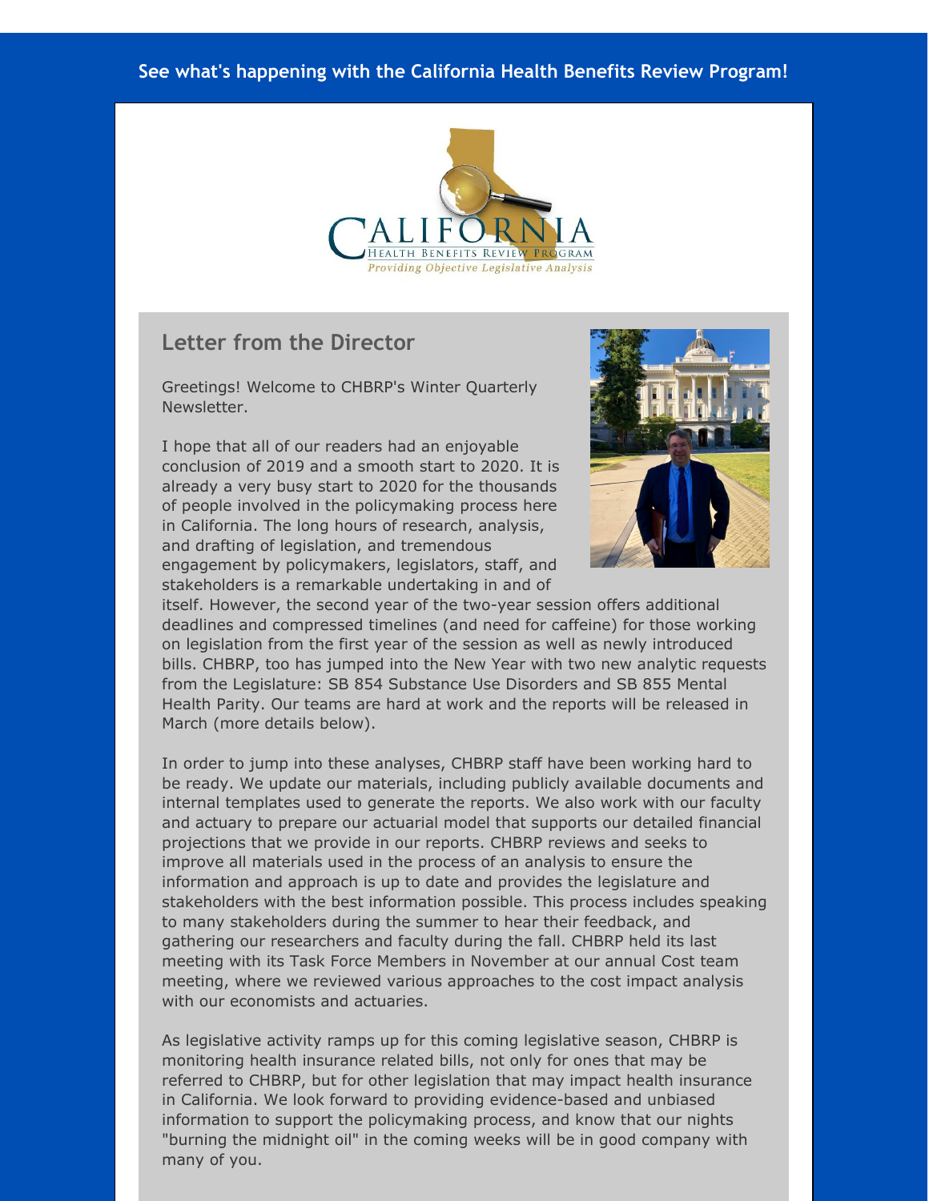See what's happening with the California Health Benefits Review Program!

CALIFORNIA HEALTH BENEFITS REVIEW PROGRAM

*Providing Objective Legislative Analysis*

## Letter from the Director

Greetings! Welcome to CHBRP's Winter Quarterly Newsletter.

I hope that all of our readers had an enjoyable conclusion of 2019 and a smooth start to 2020. It is already a very busy start to 2020 for the thousands of people involved in the policymaking process here in California. The long hours of research, analysis, and drafting of legislation, and tremendous engagement by policymakers, legislators, staff, and stakeholders is a remarkable undertaking in and of itself. However, the second year of the two-year session offers additional deadlines and compressed timelines (and need for caffeine) for those working on legislation from the first year of the session as well as newly introduced bills. CHBRP, too has jumped into the New Year with two new analytic requests from the Legislature: SB 854 Substance Use Disorders and SB 855 Mental Health Parity. Our teams are hard at work and the reports will be released in March (more details below).

In order to jump into these analyses, CHBRP staff have been working hard to be ready. We update our materials, including publicly available documents and internal templates used to generate the reports. We also work with our faculty and actuary to prepare our actuarial model that supports our detailed financial projections that we provide in our reports. CHBRP reviews and seeks to improve all materials used in the process of an analysis to ensure the information and approach is up to date and provides the legislature and stakeholders with the best information possible. This process includes speaking to many stakeholders during the summer to hear their feedback, and gathering our researchers and faculty during the fall. CHBRP held its last meeting with its Task Force Members in November at our annual Cost team meeting, where we reviewed various approaches to the cost impact analysis with our economists and actuaries.

As legislative activity ramps up for this coming legislative season, CHBRP is monitoring health insurance related bills, not only for ones that may be referred to CHBRP, but for other legislation that may impact health insurance in California. We look forward to providing evidence-based and unbiased information to support the policymaking process, and know that our nights "burning the midnight oil" in the coming weeks will be in good company with many of you.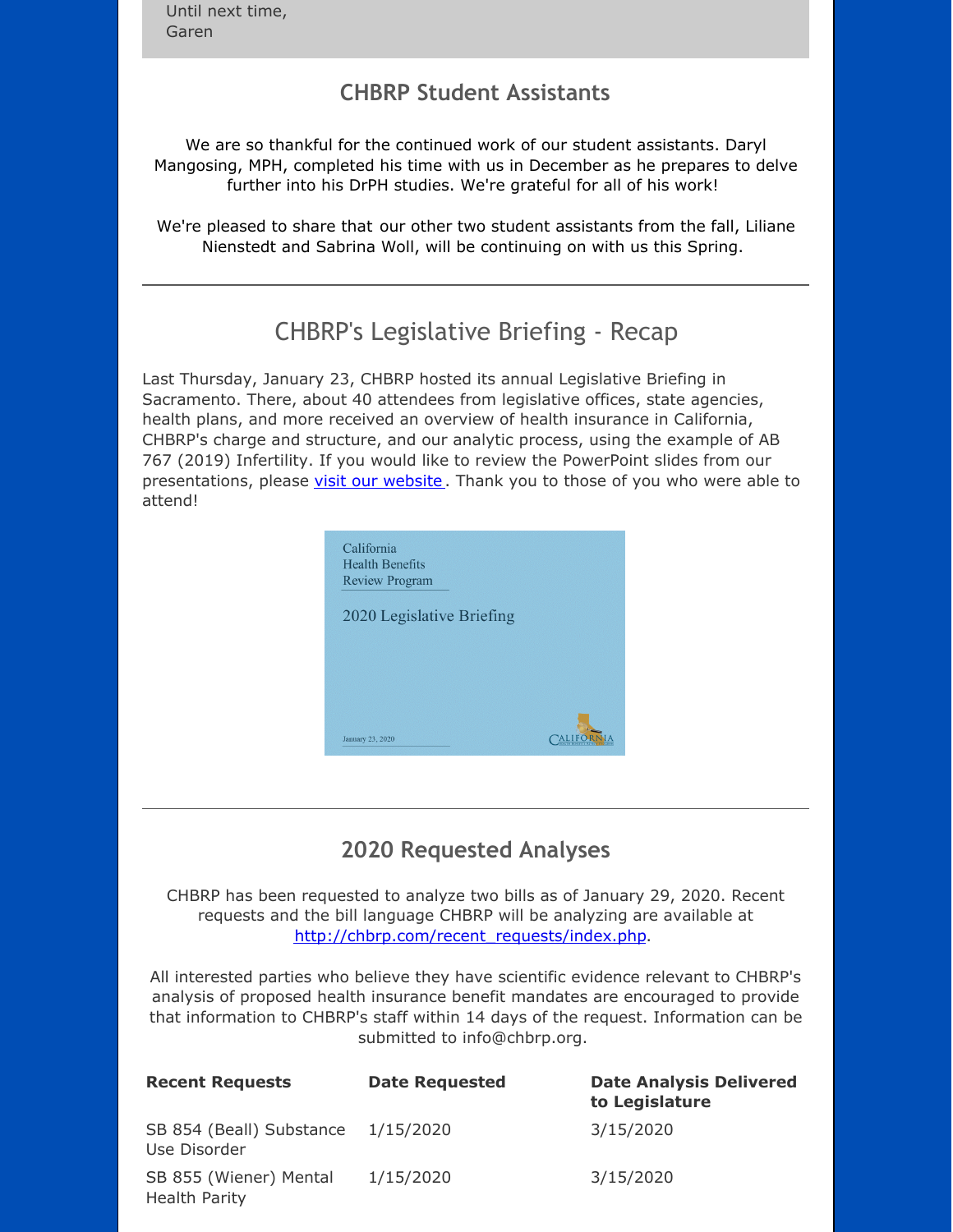Until next time,
Garen

## CHBRP Student Assistants

We are so thankful for the continued work of our student assistants. Daryl Mangosing, MPH, completed his time with us in December as he prepares to delve further into his DrPH studies. We're grateful for all of his work!

We're pleased to share that our other two student assistants from the fall, Liliane Nienstedt and Sabrina Woll, will be continuing on with us this Spring.

---

## CHBRP's Legislative Briefing - Recap

Last Thursday, January 23, CHBRP hosted its annual Legislative Briefing in Sacramento. There, about 40 attendees from legislative offices, state agencies, health plans, and more received an overview of health insurance in California, CHBRP's charge and structure, and our analytic process, using the example of AB 767 (2019) Infertility. If you would like to review the PowerPoint slides from our presentations, please visit our website. Thank you to those of you who were able to attend!

California
Health Benefits
Review Program

2020 Legislative Briefing

January 23, 2020

---

## 2020 Requested Analyses

CHBRP has been requested to analyze two bills as of January 29, 2020. Recent requests and the bill language CHBRP will be analyzing are available at http://chbrp.com/recent_requests/index.php.

All interested parties who believe they have scientific evidence relevant to CHBRP's analysis of proposed health insurance benefit mandates are encouraged to provide that information to CHBRP's staff within 14 days of the request. Information can be submitted to info@chbrp.org.

| **Recent Requests** | **Date Requested** | **Date Analysis Delivered to Legislature** |
| --- | --- | --- |
| SB 854 (Beall) Substance Use Disorder | 1/15/2020 | 3/15/2020 |
| SB 855 (Wiener) Mental Health Parity | 1/15/2020 | 3/15/2020 |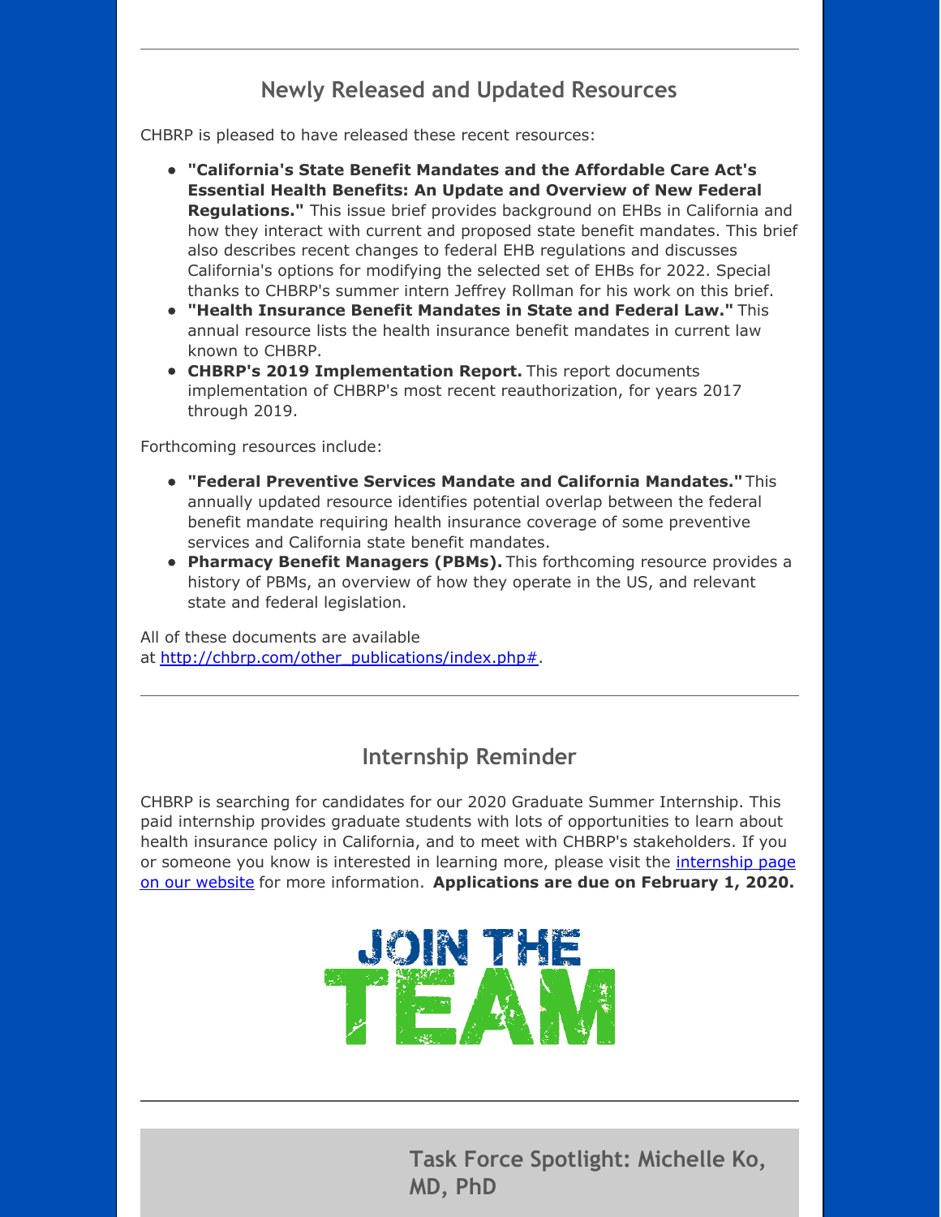## Newly Released and Updated Resources

CHBRP is pleased to have released these recent resources:

- **"California's State Benefit Mandates and the Affordable Care Act's Essential Health Benefits: An Update and Overview of New Federal Regulations."** This issue brief provides background on EHBs in California and how they interact with current and proposed state benefit mandates. This brief also describes recent changes to federal EHB regulations and discusses California's options for modifying the selected set of EHBs for 2022. Special thanks to CHBRP's summer intern Jeffrey Rollman for his work on this brief.
- **"Health Insurance Benefit Mandates in State and Federal Law."** This annual resource lists the health insurance benefit mandates in current law known to CHBRP.
- **CHBRP's 2019 Implementation Report.** This report documents implementation of CHBRP's most recent reauthorization, for years 2017 through 2019.

Forthcoming resources include:

- **"Federal Preventive Services Mandate and California Mandates."** This annually updated resource identifies potential overlap between the federal benefit mandate requiring health insurance coverage of some preventive services and California state benefit mandates.
- **Pharmacy Benefit Managers (PBMs).** This forthcoming resource provides a history of PBMs, an overview of how they operate in the US, and relevant state and federal legislation.

All of these documents are available at http://chbrp.com/other_publications/index.php#.

## Internship Reminder

CHBRP is searching for candidates for our 2020 Graduate Summer Internship. This paid internship provides graduate students with lots of opportunities to learn about health insurance policy in California, and to meet with CHBRP's stakeholders. If you or someone you know is interested in learning more, please visit the internship page on our website for more information. **Applications are due on February 1, 2020.**

JOIN THE TEAM

## Task Force Spotlight: Michelle Ko, MD, PhD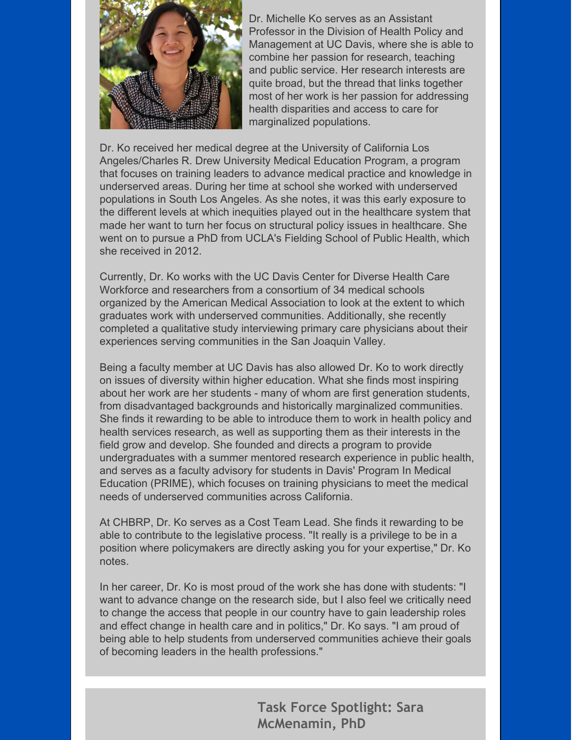Dr. Michelle Ko serves as an Assistant Professor in the Division of Health Policy and Management at UC Davis, where she is able to combine her passion for research, teaching and public service. Her research interests are quite broad, but the thread that links together most of her work is her passion for addressing health disparities and access to care for marginalized populations.

Dr. Ko received her medical degree at the University of California Los Angeles/Charles R. Drew University Medical Education Program, a program that focuses on training leaders to advance medical practice and knowledge in underserved areas. During her time at school she worked with underserved populations in South Los Angeles. As she notes, it was this early exposure to the different levels at which inequities played out in the healthcare system that made her want to turn her focus on structural policy issues in healthcare. She went on to pursue a PhD from UCLA's Fielding School of Public Health, which she received in 2012.

Currently, Dr. Ko works with the UC Davis Center for Diverse Health Care Workforce and researchers from a consortium of 34 medical schools organized by the American Medical Association to look at the extent to which graduates work with underserved communities. Additionally, she recently completed a qualitative study interviewing primary care physicians about their experiences serving communities in the San Joaquin Valley.

Being a faculty member at UC Davis has also allowed Dr. Ko to work directly on issues of diversity within higher education. What she finds most inspiring about her work are her students - many of whom are first generation students, from disadvantaged backgrounds and historically marginalized communities. She finds it rewarding to be able to introduce them to work in health policy and health services research, as well as supporting them as their interests in the field grow and develop. She founded and directs a program to provide undergraduates with a summer mentored research experience in public health, and serves as a faculty advisory for students in Davis' Program In Medical Education (PRIME), which focuses on training physicians to meet the medical needs of underserved communities across California.

At CHBRP, Dr. Ko serves as a Cost Team Lead. She finds it rewarding to be able to contribute to the legislative process. "It really is a privilege to be in a position where policymakers are directly asking you for your expertise," Dr. Ko notes.

In her career, Dr. Ko is most proud of the work she has done with students: "I want to advance change on the research side, but I also feel we critically need to change the access that people in our country have to gain leadership roles and effect change in health care and in politics," Dr. Ko says. "I am proud of being able to help students from underserved communities achieve their goals of becoming leaders in the health professions."

## Task Force Spotlight: Sara McMenamin, PhD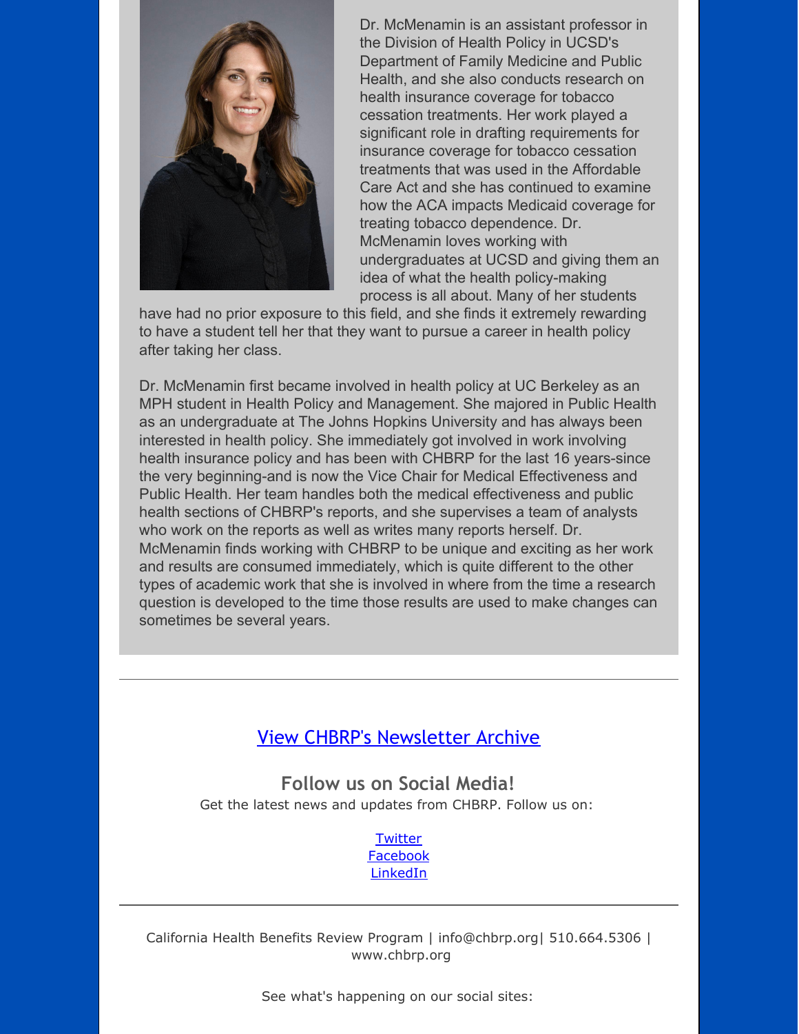Dr. McMenamin is an assistant professor in the Division of Health Policy in UCSD's Department of Family Medicine and Public Health, and she also conducts research on health insurance coverage for tobacco cessation treatments. Her work played a significant role in drafting requirements for insurance coverage for tobacco cessation treatments that was used in the Affordable Care Act and she has continued to examine how the ACA impacts Medicaid coverage for treating tobacco dependence. Dr. McMenamin loves working with undergraduates at UCSD and giving them an idea of what the health policy-making process is all about. Many of her students have had no prior exposure to this field, and she finds it extremely rewarding to have a student tell her that they want to pursue a career in health policy after taking her class.

Dr. McMenamin first became involved in health policy at UC Berkeley as an MPH student in Health Policy and Management. She majored in Public Health as an undergraduate at The Johns Hopkins University and has always been interested in health policy. She immediately got involved in work involving health insurance policy and has been with CHBRP for the last 16 years-since the very beginning-and is now the Vice Chair for Medical Effectiveness and Public Health. Her team handles both the medical effectiveness and public health sections of CHBRP's reports, and she supervises a team of analysts who work on the reports as well as writes many reports herself. Dr. McMenamin finds working with CHBRP to be unique and exciting as her work and results are consumed immediately, which is quite different to the other types of academic work that she is involved in where from the time a research question is developed to the time those results are used to make changes can sometimes be several years.

---

[View CHBRP's Newsletter Archive]

## Follow us on Social Media!

Get the latest news and updates from CHBRP. Follow us on:

[Twitter]
[Facebook]
[LinkedIn]

---

California Health Benefits Review Program | info@chbrp.org| 510.664.5306 | www.chbrp.org

See what's happening on our social sites: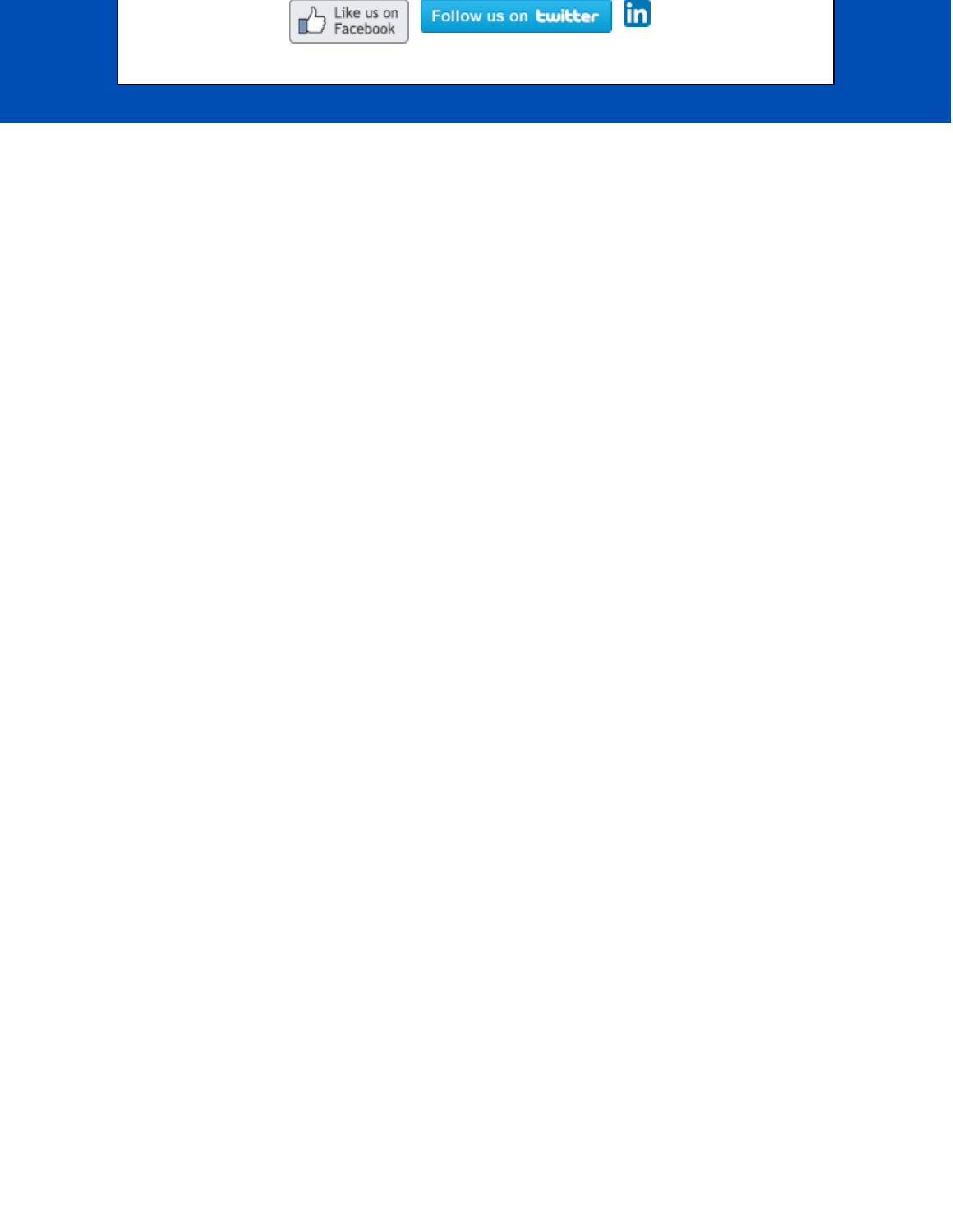Like us on Facebook Follow us on twitter